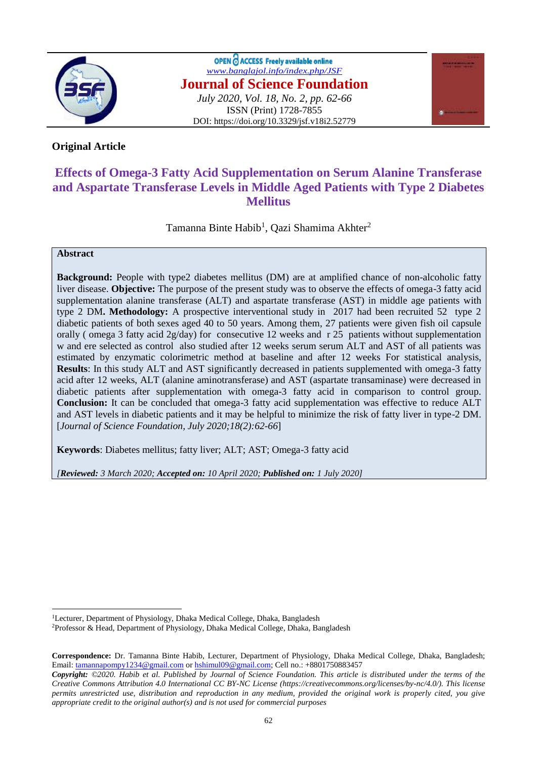**Original Article**

# Effects of Omega-3 Fatty Acid Supplementation on Serum Alanine Transferase and Aspartate Transferase Levels in Middle Aged Patients with Type 2 Diabetes Mellitus

Tamanna Binte Habib[1], Qazi Shamima Akhter[2]

## Abstract

**Background:** People with type2 diabetes mellitus (DM) are at amplified chance of non-alcoholic fatty liver disease. **Objective:** The purpose of the present study was to observe the effects of omega-3 fatty acid supplementation alanine transferase (ALT) and aspartate transferase (AST) in middle age patients with type 2 DM**. Methodology:** A prospective interventional study in 2017 had been recruited 52 type 2 diabetic patients of both sexes aged 40 to 50 years. Among them, 27 patients were given fish oil capsule orally ( omega 3 fatty acid 2g/day) for consecutive 12 weeks and r 25 patients without supplementation w and ere selected as control also studied after 12 weeks serum serum ALT and AST of all patients was estimated by enzymatic colorimetric method at baseline and after 12 weeks For statistical analysis, **Results**: In this study ALT and AST significantly decreased in patients supplemented with omega-3 fatty acid after 12 weeks, ALT (alanine aminotransferase) and AST (aspartate transaminase) were decreased in diabetic patients after supplementation with omega-3 fatty acid in comparison to control group. **Conclusion:** It can be concluded that omega-3 fatty acid supplementation was effective to reduce ALT and AST levels in diabetic patients and it may be helpful to minimize the risk of fatty liver in type-2 DM. [*Journal of Science Foundation, July 2020;18(2):62-66*]

**Keywords**: Diabetes mellitus; fatty liver; ALT; AST; Omega-3 fatty acid

*[**Reviewed:** 3 March 2020; **Accepted on:** 10 April 2020; **Published on:** 1 July 2020]*

[1]Lecturer, Department of Physiology, Dhaka Medical College, Dhaka, Bangladesh

[2]Professor & Head, Department of Physiology, Dhaka Medical College, Dhaka, Bangladesh

**Correspondence:** Dr. Tamanna Binte Habib, Lecturer, Department of Physiology, Dhaka Medical College, Dhaka, Bangladesh; Email: tamannapompy1234@gmail.com or hshimul09@gmail.com; Cell no.: +8801750883457

***Copyright:*** *©2020. Habib et al. Published by Journal of Science Foundation. This article is distributed under the terms of the Creative Commons Attribution 4.0 International CC BY-NC License (https://creativecommons.org/licenses/by-nc/4.0/). This license permits unrestricted use, distribution and reproduction in any medium, provided the original work is properly cited, you give appropriate credit to the original author(s) and is not used for commercial purposes*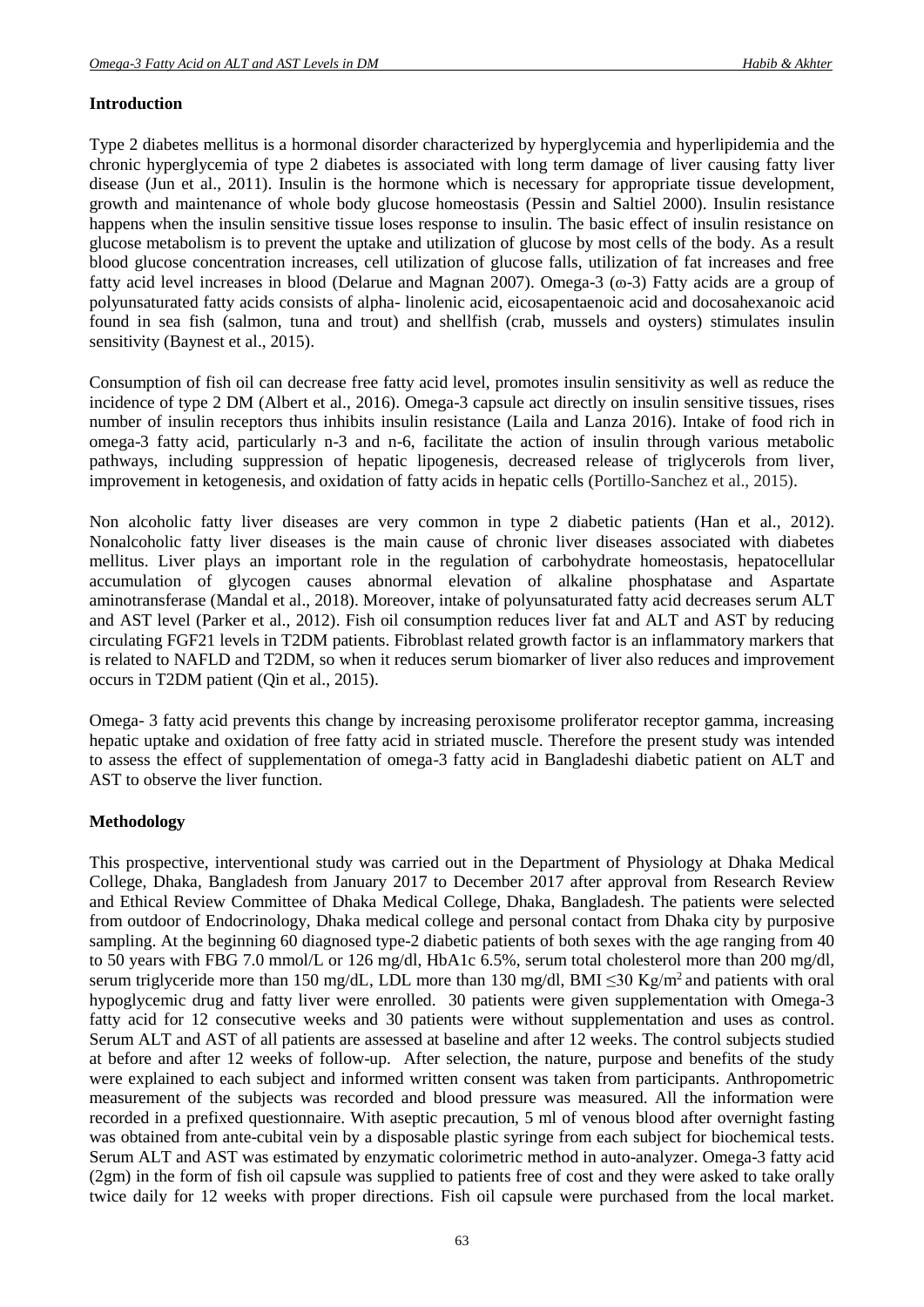### Introduction

Type 2 diabetes mellitus is a hormonal disorder characterized by hyperglycemia and hyperlipidemia and the chronic hyperglycemia of type 2 diabetes is associated with long term damage of liver causing fatty liver disease (Jun et al., 2011). Insulin is the hormone which is necessary for appropriate tissue development, growth and maintenance of whole body glucose homeostasis (Pessin and Saltiel 2000). Insulin resistance happens when the insulin sensitive tissue loses response to insulin. The basic effect of insulin resistance on glucose metabolism is to prevent the uptake and utilization of glucose by most cells of the body. As a result blood glucose concentration increases, cell utilization of glucose falls, utilization of fat increases and free fatty acid level increases in blood (Delarue and Magnan 2007). Omega-3 (ω-3) Fatty acids are a group of polyunsaturated fatty acids consists of alpha- linolenic acid, eicosapentaenoic acid and docosahexanoic acid found in sea fish (salmon, tuna and trout) and shellfish (crab, mussels and oysters) stimulates insulin sensitivity (Baynest et al., 2015).

Consumption of fish oil can decrease free fatty acid level, promotes insulin sensitivity as well as reduce the incidence of type 2 DM (Albert et al., 2016). Omega-3 capsule act directly on insulin sensitive tissues, rises number of insulin receptors thus inhibits insulin resistance (Laila and Lanza 2016). Intake of food rich in omega-3 fatty acid, particularly n-3 and n-6, facilitate the action of insulin through various metabolic pathways, including suppression of hepatic lipogenesis, decreased release of triglycerols from liver, improvement in ketogenesis, and oxidation of fatty acids in hepatic cells (Portillo-Sanchez et al., 2015).

Non alcoholic fatty liver diseases are very common in type 2 diabetic patients (Han et al., 2012). Nonalcoholic fatty liver diseases is the main cause of chronic liver diseases associated with diabetes mellitus. Liver plays an important role in the regulation of carbohydrate homeostasis, hepatocellular accumulation of glycogen causes abnormal elevation of alkaline phosphatase and Aspartate aminotransferase (Mandal et al., 2018). Moreover, intake of polyunsaturated fatty acid decreases serum ALT and AST level (Parker et al., 2012). Fish oil consumption reduces liver fat and ALT and AST by reducing circulating FGF21 levels in T2DM patients. Fibroblast related growth factor is an inflammatory markers that is related to NAFLD and T2DM, so when it reduces serum biomarker of liver also reduces and improvement occurs in T2DM patient (Qin et al., 2015).

Omega- 3 fatty acid prevents this change by increasing peroxisome proliferator receptor gamma, increasing hepatic uptake and oxidation of free fatty acid in striated muscle. Therefore the present study was intended to assess the effect of supplementation of omega-3 fatty acid in Bangladeshi diabetic patient on ALT and AST to observe the liver function.

### Methodology

This prospective, interventional study was carried out in the Department of Physiology at Dhaka Medical College, Dhaka, Bangladesh from January 2017 to December 2017 after approval from Research Review and Ethical Review Committee of Dhaka Medical College, Dhaka, Bangladesh. The patients were selected from outdoor of Endocrinology, Dhaka medical college and personal contact from Dhaka city by purposive sampling. At the beginning 60 diagnosed type-2 diabetic patients of both sexes with the age ranging from 40 to 50 years with FBG 7.0 mmol/L or 126 mg/dl, HbA1c 6.5%, serum total cholesterol more than 200 mg/dl, serum triglyceride more than 150 mg/dL, LDL more than 130 mg/dl, BMI ≤30 Kg/m$^2$ and patients with oral hypoglycemic drug and fatty liver were enrolled. 30 patients were given supplementation with Omega-3 fatty acid for 12 consecutive weeks and 30 patients were without supplementation and uses as control. Serum ALT and AST of all patients are assessed at baseline and after 12 weeks. The control subjects studied at before and after 12 weeks of follow-up. After selection, the nature, purpose and benefits of the study were explained to each subject and informed written consent was taken from participants. Anthropometric measurement of the subjects was recorded and blood pressure was measured. All the information were recorded in a prefixed questionnaire. With aseptic precaution, 5 ml of venous blood after overnight fasting was obtained from ante-cubital vein by a disposable plastic syringe from each subject for biochemical tests. Serum ALT and AST was estimated by enzymatic colorimetric method in auto-analyzer. Omega-3 fatty acid (2gm) in the form of fish oil capsule was supplied to patients free of cost and they were asked to take orally twice daily for 12 weeks with proper directions. Fish oil capsule were purchased from the local market.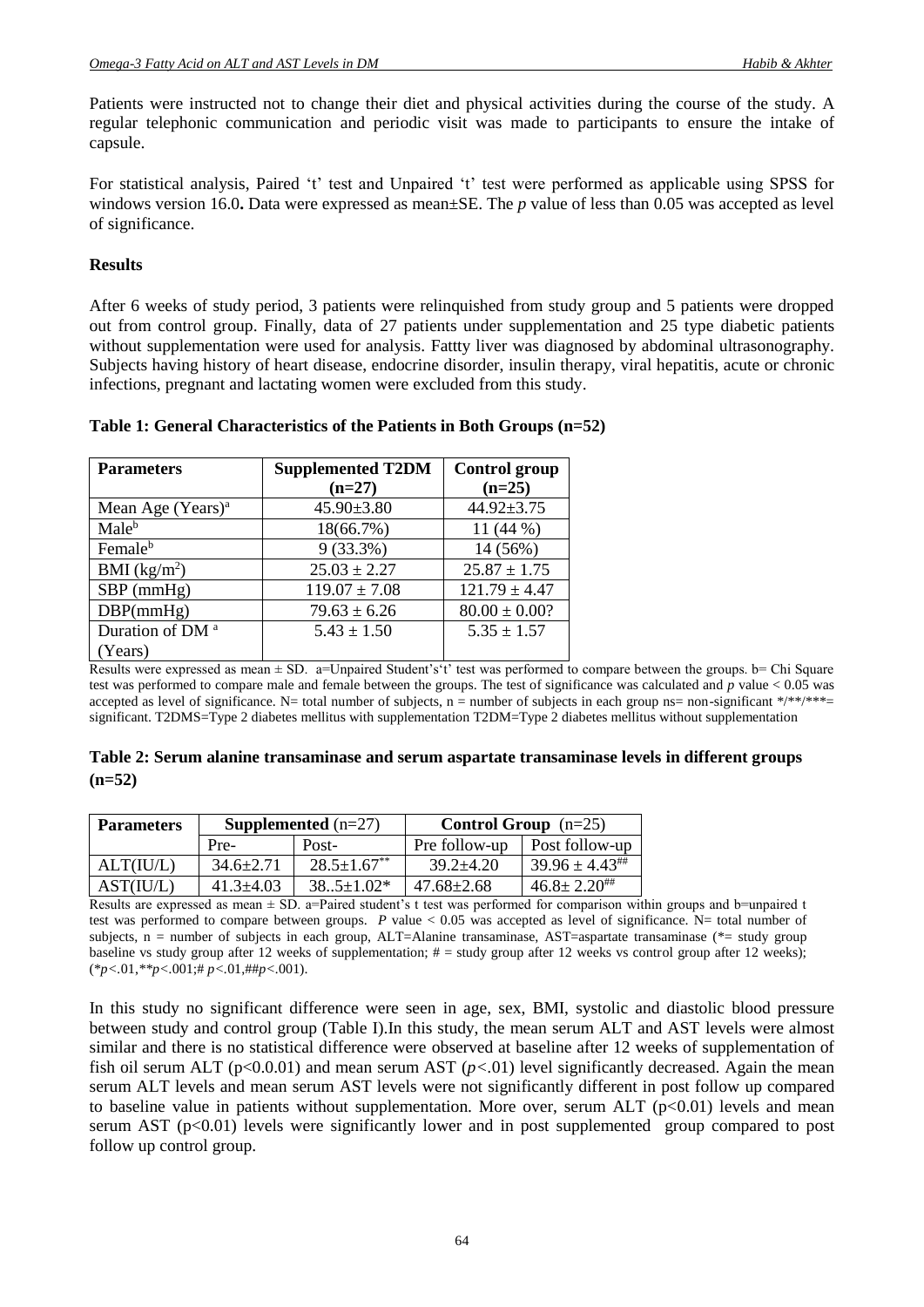Patients were instructed not to change their diet and physical activities during the course of the study. A regular telephonic communication and periodic visit was made to participants to ensure the intake of capsule.

For statistical analysis, Paired 't' test and Unpaired 't' test were performed as applicable using SPSS for windows version 16.0**.** Data were expressed as mean±SE. The *p* value of less than 0.05 was accepted as level of significance.

**Results**

After 6 weeks of study period, 3 patients were relinquished from study group and 5 patients were dropped out from control group. Finally, data of 27 patients under supplementation and 25 type diabetic patients without supplementation were used for analysis. Fattty liver was diagnosed by abdominal ultrasonography. Subjects having history of heart disease, endocrine disorder, insulin therapy, viral hepatitis, acute or chronic infections, pregnant and lactating women were excluded from this study.

**Table 1: General Characteristics of the Patients in Both Groups (n=52)**

| Parameters | Supplemented T2DM (n=27) | Control group (n=25) |
|---|---|---|
| Mean Age (Years)[a] | 45.90±3.80 | 44.92±3.75 |
| Male[b] | 18(66.7%) | 11 (44 %) |
| Female[b] | 9 (33.3%) | 14 (56%) |
| BMI ($kg/m^2$) | 25.03 ± 2.27 | 25.87 ± 1.75 |
| SBP (mmHg) | 119.07 ± 7.08 | 121.79 ± 4.47 |
| DBP(mmHg) | 79.63 ± 6.26 | 80.00 ± 0.00? |
| Duration of DM [a] (Years) | 5.43 ± 1.50 | 5.35 ± 1.57 |

Results were expressed as mean ± SD. a=Unpaired Student's't' test was performed to compare between the groups. b= Chi Square test was performed to compare male and female between the groups. The test of significance was calculated and *p* value < 0.05 was accepted as level of significance. N= total number of subjects, n = number of subjects in each group ns= non-significant \*/\*\*/\*\*\*= significant. T2DMS=Type 2 diabetes mellitus with supplementation T2DM=Type 2 diabetes mellitus without supplementation

**Table 2: Serum alanine transaminase and serum aspartate transaminase levels in different groups (n=52)**

| Parameters | **Supplemented** (n=27) | | **Control Group** (n=25) | |
|---|---|---|---|---|
| | Pre- | Post- | Pre follow-up | Post follow-up |
| ALT(IU/L) | 34.6±2.71 | 28.5±1.67** | 39.2±4.20 | 39.96 ± 4.43## |
| AST(IU/L) | 41.3±4.03 | 38..5±1.02* | 47.68±2.68 | 46.8± 2.20## |

Results are expressed as mean ± SD. a=Paired student's t test was performed for comparison within groups and b=unpaired t test was performed to compare between groups. *P* value < 0.05 was accepted as level of significance. N= total number of subjects, n = number of subjects in each group, ALT=Alanine transaminase, AST=aspartate transaminase (*= study group baseline vs study group after 12 weeks of supplementation; # = study group after 12 weeks vs control group after 12 weeks); (*$p$<.01,**$p$<.001;# $p$<.01,##$p$<.001).

In this study no significant difference were seen in age, sex, BMI, systolic and diastolic blood pressure between study and control group (Table I).In this study, the mean serum ALT and AST levels were almost similar and there is no statistical difference were observed at baseline after 12 weeks of supplementation of fish oil serum ALT (p<0.0.01) and mean serum AST ($p$<.01) level significantly decreased. Again the mean serum ALT levels and mean serum AST levels were not significantly different in post follow up compared to baseline value in patients without supplementation. More over, serum ALT (p<0.01) levels and mean serum AST (p<0.01) levels were significantly lower and in post supplemented group compared to post follow up control group.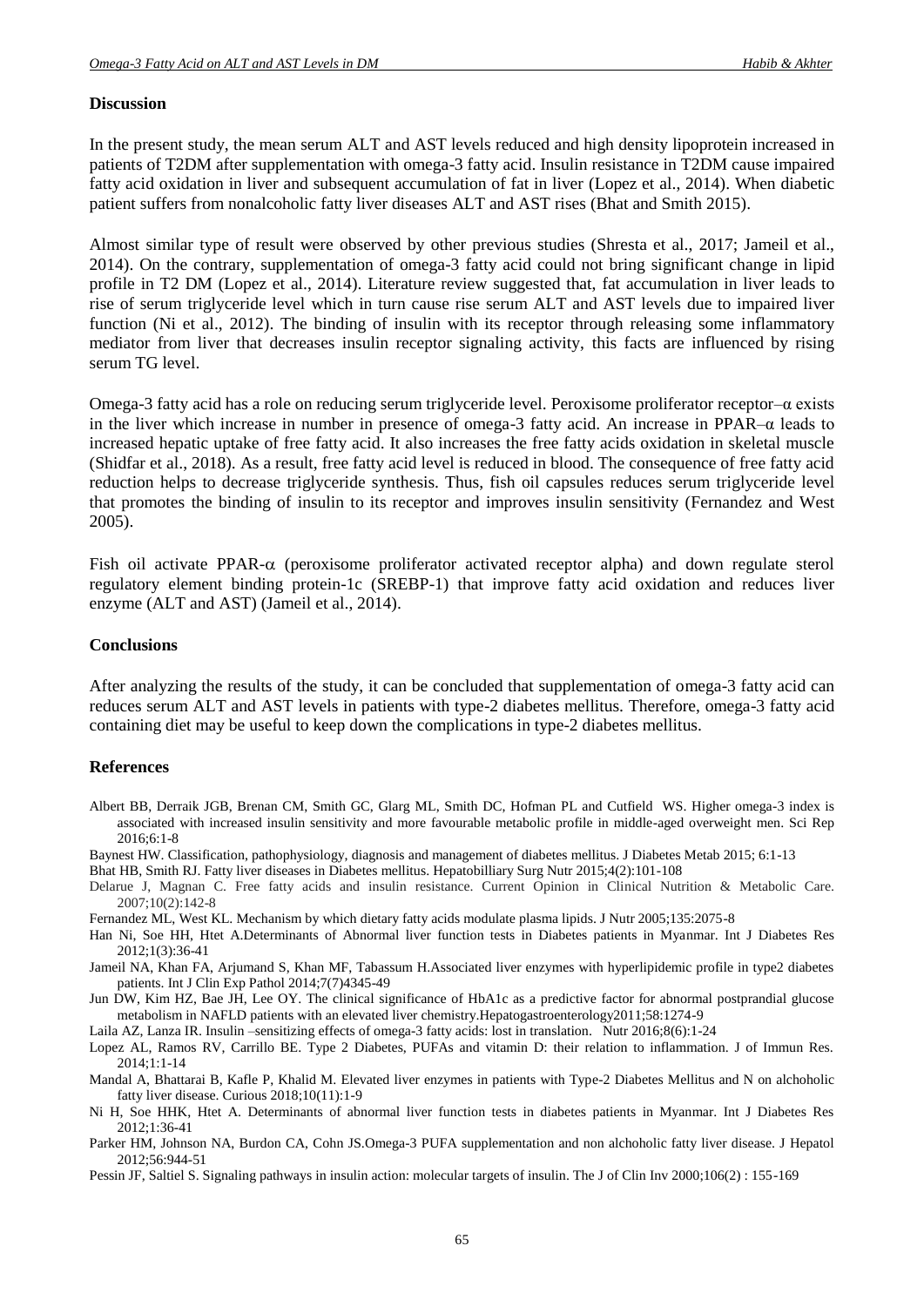## Discussion

In the present study, the mean serum ALT and AST levels reduced and high density lipoprotein increased in patients of T2DM after supplementation with omega-3 fatty acid. Insulin resistance in T2DM cause impaired fatty acid oxidation in liver and subsequent accumulation of fat in liver (Lopez et al., 2014). When diabetic patient suffers from nonalcoholic fatty liver diseases ALT and AST rises (Bhat and Smith 2015).

Almost similar type of result were observed by other previous studies (Shresta et al., 2017; Jameil et al., 2014). On the contrary, supplementation of omega-3 fatty acid could not bring significant change in lipid profile in T2 DM (Lopez et al., 2014). Literature review suggested that, fat accumulation in liver leads to rise of serum triglyceride level which in turn cause rise serum ALT and AST levels due to impaired liver function (Ni et al., 2012). The binding of insulin with its receptor through releasing some inflammatory mediator from liver that decreases insulin receptor signaling activity, this facts are influenced by rising serum TG level.

Omega-3 fatty acid has a role on reducing serum triglyceride level. Peroxisome proliferator receptor–α exists in the liver which increase in number in presence of omega-3 fatty acid. An increase in PPAR–α leads to increased hepatic uptake of free fatty acid. It also increases the free fatty acids oxidation in skeletal muscle (Shidfar et al., 2018). As a result, free fatty acid level is reduced in blood. The consequence of free fatty acid reduction helps to decrease triglyceride synthesis. Thus, fish oil capsules reduces serum triglyceride level that promotes the binding of insulin to its receptor and improves insulin sensitivity (Fernandez and West 2005).

Fish oil activate PPAR-α (peroxisome proliferator activated receptor alpha) and down regulate sterol regulatory element binding protein-1c (SREBP-1) that improve fatty acid oxidation and reduces liver enzyme (ALT and AST) (Jameil et al., 2014).

## Conclusions

After analyzing the results of the study, it can be concluded that supplementation of omega-3 fatty acid can reduces serum ALT and AST levels in patients with type-2 diabetes mellitus. Therefore, omega-3 fatty acid containing diet may be useful to keep down the complications in type-2 diabetes mellitus.

## References

Albert BB, Derraik JGB, Brenan CM, Smith GC, Glarg ML, Smith DC, Hofman PL and Cutfield WS. Higher omega-3 index is associated with increased insulin sensitivity and more favourable metabolic profile in middle-aged overweight men. Sci Rep 2016;6:1-8

Baynest HW. Classification, pathophysiology, diagnosis and management of diabetes mellitus. J Diabetes Metab 2015; 6:1-13

Bhat HB, Smith RJ. Fatty liver diseases in Diabetes mellitus. Hepatobilliary Surg Nutr 2015;4(2):101-108

Delarue J, Magnan C. Free fatty acids and insulin resistance. Current Opinion in Clinical Nutrition & Metabolic Care. 2007;10(2):142-8

Fernandez ML, West KL. Mechanism by which dietary fatty acids modulate plasma lipids. J Nutr 2005;135:2075-8

Han Ni, Soe HH, Htet A.Determinants of Abnormal liver function tests in Diabetes patients in Myanmar. Int J Diabetes Res 2012;1(3):36-41

Jameil NA, Khan FA, Arjumand S, Khan MF, Tabassum H.Associated liver enzymes with hyperlipidemic profile in type2 diabetes patients. Int J Clin Exp Pathol 2014;7(7)4345-49

Jun DW, Kim HZ, Bae JH, Lee OY. The clinical significance of HbA1c as a predictive factor for abnormal postprandial glucose metabolism in NAFLD patients with an elevated liver chemistry.Hepatogastroenterology2011;58:1274-9

Laila AZ, Lanza IR. Insulin –sensitizing effects of omega-3 fatty acids: lost in translation. Nutr 2016;8(6):1-24

Lopez AL, Ramos RV, Carrillo BE. Type 2 Diabetes, PUFAs and vitamin D: their relation to inflammation. J of Immun Res. 2014;1:1-14

Mandal A, Bhattarai B, Kafle P, Khalid M. Elevated liver enzymes in patients with Type-2 Diabetes Mellitus and N on alchoholic fatty liver disease. Curious 2018;10(11):1-9

Ni H, Soe HHK, Htet A. Determinants of abnormal liver function tests in diabetes patients in Myanmar. Int J Diabetes Res 2012;1:36-41

Parker HM, Johnson NA, Burdon CA, Cohn JS.Omega-3 PUFA supplementation and non alchoholic fatty liver disease. J Hepatol 2012;56:944-51

Pessin JF, Saltiel S. Signaling pathways in insulin action: molecular targets of insulin. The J of Clin Inv 2000;106(2) : 155-169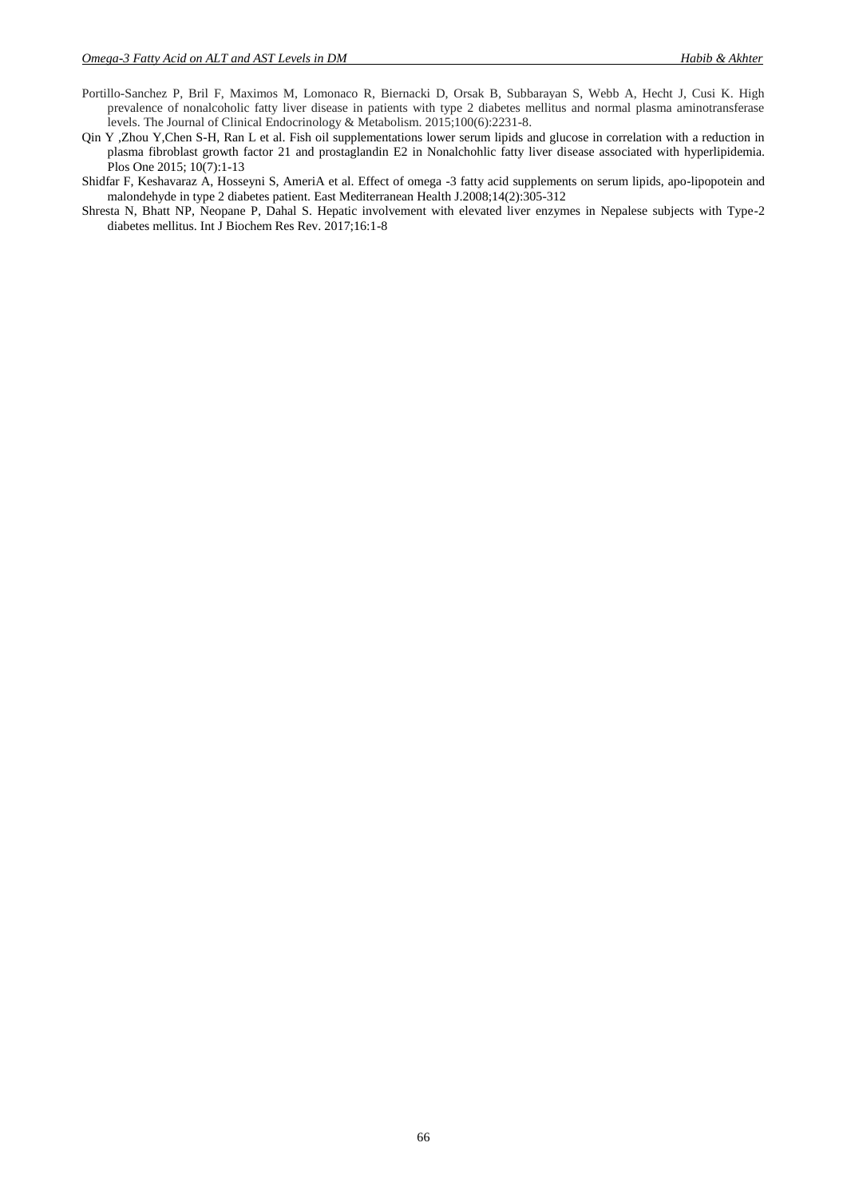Portillo-Sanchez P, Bril F, Maximos M, Lomonaco R, Biernacki D, Orsak B, Subbarayan S, Webb A, Hecht J, Cusi K. High prevalence of nonalcoholic fatty liver disease in patients with type 2 diabetes mellitus and normal plasma aminotransferase levels. The Journal of Clinical Endocrinology & Metabolism. 2015;100(6):2231-8.

Qin Y ,Zhou Y,Chen S-H, Ran L et al. Fish oil supplementations lower serum lipids and glucose in correlation with a reduction in plasma fibroblast growth factor 21 and prostaglandin E2 in Nonalchohlic fatty liver disease associated with hyperlipidemia. Plos One 2015; 10(7):1-13

Shidfar F, Keshavaraz A, Hosseyni S, AmeriA et al. Effect of omega -3 fatty acid supplements on serum lipids, apo-lipopotein and malondehyde in type 2 diabetes patient. East Mediterranean Health J.2008;14(2):305-312

Shresta N, Bhatt NP, Neopane P, Dahal S. Hepatic involvement with elevated liver enzymes in Nepalese subjects with Type-2 diabetes mellitus. Int J Biochem Res Rev. 2017;16:1-8